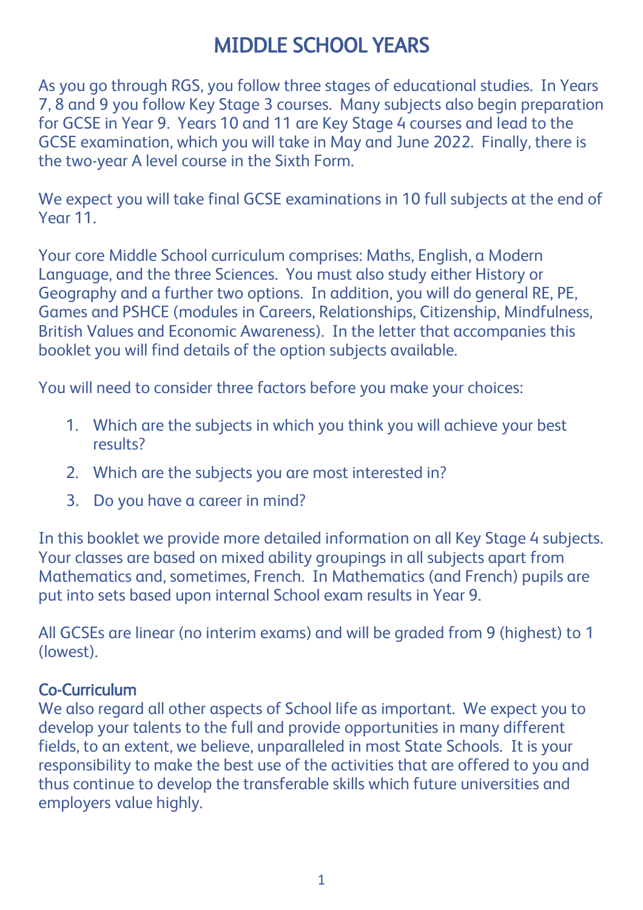# MIDDLE SCHOOL YEARS

As you go through RGS, you follow three stages of educational studies. In Years 7, 8 and 9 you follow Key Stage 3 courses. Many subjects also begin preparation for GCSE in Year 9. Years 10 and 11 are Key Stage 4 courses and lead to the GCSE examination, which you will take in May and June 2022. Finally, there is the two-year A level course in the Sixth Form.

We expect you will take final GCSE examinations in 10 full subjects at the end of Year 11.

Your core Middle School curriculum comprises: Maths, English, a Modern Language, and the three Sciences. You must also study either History or Geography and a further two options. In addition, you will do general RE, PE, Games and PSHCE (modules in Careers, Relationships, Citizenship, Mindfulness, British Values and Economic Awareness). In the letter that accompanies this booklet you will find details of the option subjects available.

You will need to consider three factors before you make your choices:

1. Which are the subjects in which you think you will achieve your best results?
2. Which are the subjects you are most interested in?
3. Do you have a career in mind?

In this booklet we provide more detailed information on all Key Stage 4 subjects. Your classes are based on mixed ability groupings in all subjects apart from Mathematics and, sometimes, French. In Mathematics (and French) pupils are put into sets based upon internal School exam results in Year 9.

All GCSEs are linear (no interim exams) and will be graded from 9 (highest) to 1 (lowest).

## Co-Curriculum

We also regard all other aspects of School life as important. We expect you to develop your talents to the full and provide opportunities in many different fields, to an extent, we believe, unparalleled in most State Schools. It is your responsibility to make the best use of the activities that are offered to you and thus continue to develop the transferable skills which future universities and employers value highly.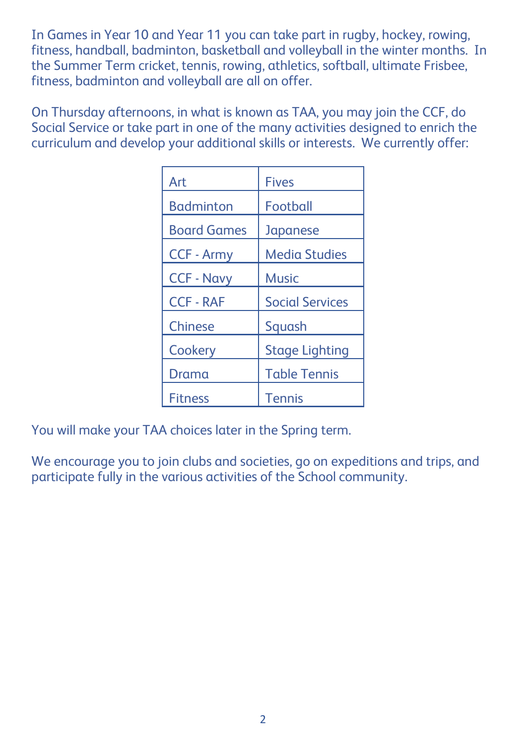In Games in Year 10 and Year 11 you can take part in rugby, hockey, rowing, fitness, handball, badminton, basketball and volleyball in the winter months. In the Summer Term cricket, tennis, rowing, athletics, softball, ultimate Frisbee, fitness, badminton and volleyball are all on offer.

On Thursday afternoons, in what is known as TAA, you may join the CCF, do Social Service or take part in one of the many activities designed to enrich the curriculum and develop your additional skills or interests. We currently offer:

| | |
|---|---|
| Art | Fives |
| Badminton | Football |
| Board Games | Japanese |
| CCF - Army | Media Studies |
| CCF - Navy | Music |
| CCF - RAF | Social Services |
| Chinese | Squash |
| Cookery | Stage Lighting |
| Drama | Table Tennis |
| Fitness | Tennis |

You will make your TAA choices later in the Spring term.

We encourage you to join clubs and societies, go on expeditions and trips, and participate fully in the various activities of the School community.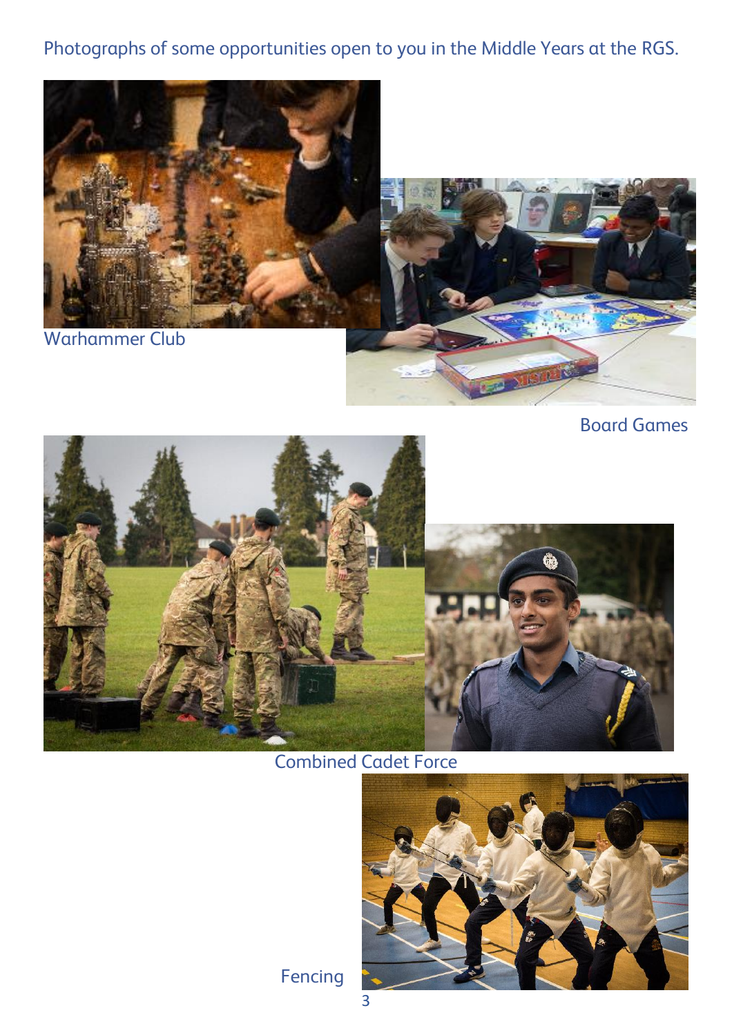Photographs of some opportunities open to you in the Middle Years at the RGS.

Warhammer Club

Board Games

Combined Cadet Force

Fencing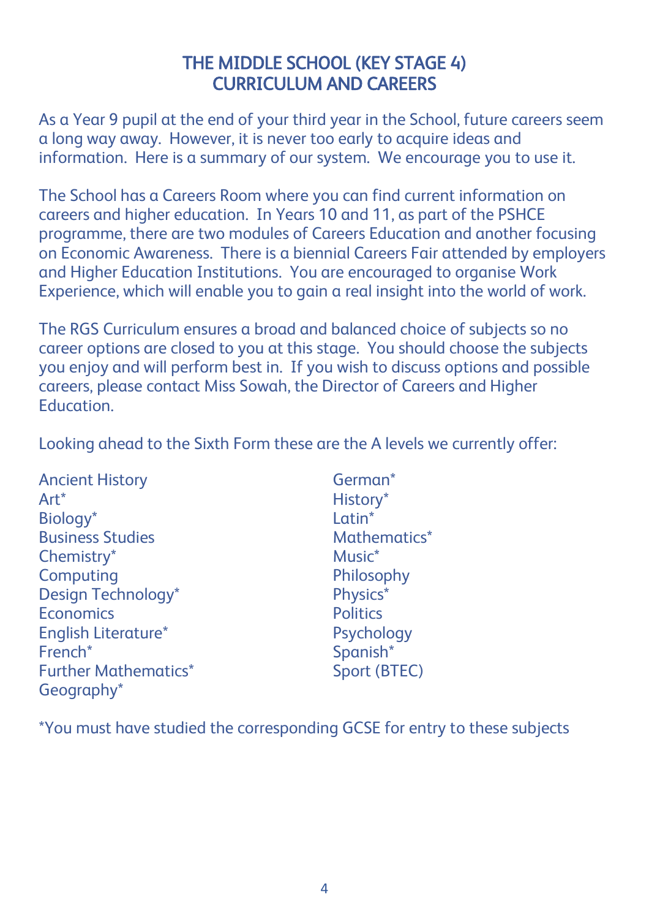# THE MIDDLE SCHOOL (KEY STAGE 4) CURRICULUM AND CAREERS

As a Year 9 pupil at the end of your third year in the School, future careers seem a long way away. However, it is never too early to acquire ideas and information. Here is a summary of our system. We encourage you to use it.

The School has a Careers Room where you can find current information on careers and higher education. In Years 10 and 11, as part of the PSHCE programme, there are two modules of Careers Education and another focusing on Economic Awareness. There is a biennial Careers Fair attended by employers and Higher Education Institutions. You are encouraged to organise Work Experience, which will enable you to gain a real insight into the world of work.

The RGS Curriculum ensures a broad and balanced choice of subjects so no career options are closed to you at this stage. You should choose the subjects you enjoy and will perform best in. If you wish to discuss options and possible careers, please contact Miss Sowah, the Director of Careers and Higher Education.

Looking ahead to the Sixth Form these are the A levels we currently offer:

- Ancient History
- Art*
- Biology*
- Business Studies
- Chemistry*
- Computing
- Design Technology*
- Economics
- English Literature*
- French*
- Further Mathematics*
- Geography*
- German*
- History*
- Latin*
- Mathematics*
- Music*
- Philosophy
- Physics*
- Politics
- Psychology
- Spanish*
- Sport (BTEC)

*You must have studied the corresponding GCSE for entry to these subjects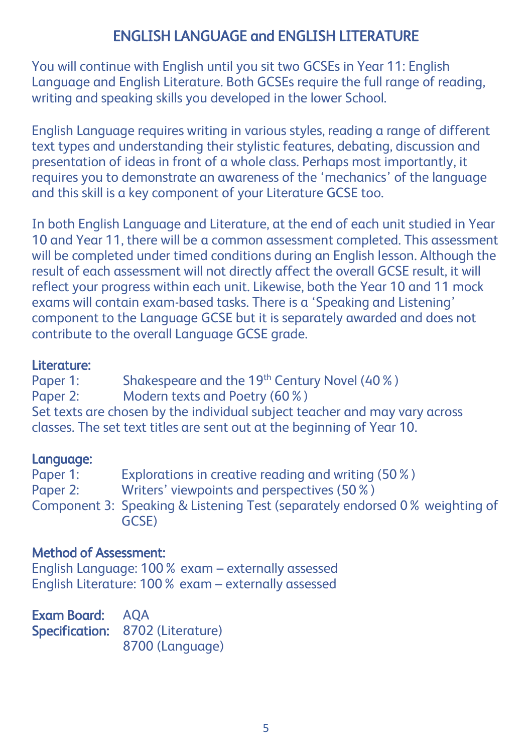## ENGLISH LANGUAGE and ENGLISH LITERATURE

You will continue with English until you sit two GCSEs in Year 11: English Language and English Literature. Both GCSEs require the full range of reading, writing and speaking skills you developed in the lower School.

English Language requires writing in various styles, reading a range of different text types and understanding their stylistic features, debating, discussion and presentation of ideas in front of a whole class. Perhaps most importantly, it requires you to demonstrate an awareness of the 'mechanics' of the language and this skill is a key component of your Literature GCSE too.

In both English Language and Literature, at the end of each unit studied in Year 10 and Year 11, there will be a common assessment completed. This assessment will be completed under timed conditions during an English lesson. Although the result of each assessment will not directly affect the overall GCSE result, it will reflect your progress within each unit. Likewise, both the Year 10 and 11 mock exams will contain exam-based tasks. There is a 'Speaking and Listening' component to the Language GCSE but it is separately awarded and does not contribute to the overall Language GCSE grade.

**Literature:**

Paper 1: Shakespeare and the 19th Century Novel (40 %)
Paper 2: Modern texts and Poetry (60 %)
Set texts are chosen by the individual subject teacher and may vary across classes. The set text titles are sent out at the beginning of Year 10.

**Language:**

Paper 1: Explorations in creative reading and writing (50 %)
Paper 2: Writers' viewpoints and perspectives (50 %)
Component 3: Speaking & Listening Test (separately endorsed 0 % weighting of GCSE)

**Method of Assessment:**

English Language: 100 % exam – externally assessed
English Literature: 100 % exam – externally assessed

**Exam Board:** AQA
**Specification:** 8702 (Literature)
8700 (Language)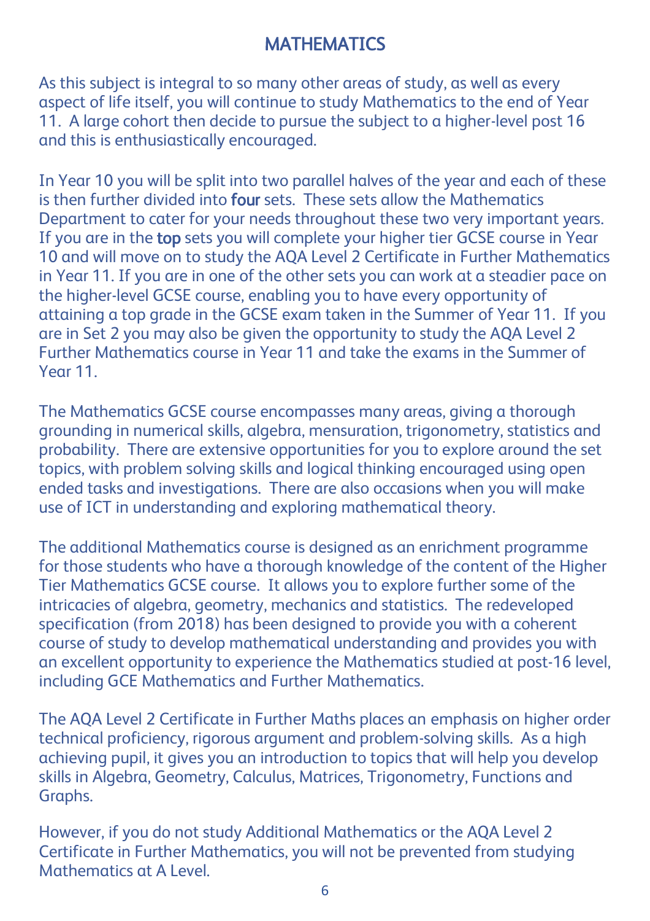# MATHEMATICS

As this subject is integral to so many other areas of study, as well as every aspect of life itself, you will continue to study Mathematics to the end of Year 11. A large cohort then decide to pursue the subject to a higher-level post 16 and this is enthusiastically encouraged.

In Year 10 you will be split into two parallel halves of the year and each of these is then further divided into **four** sets. These sets allow the Mathematics Department to cater for your needs throughout these two very important years. If you are in the **top** sets you will complete your higher tier GCSE course in Year 10 and will move on to study the AQA Level 2 Certificate in Further Mathematics in Year 11. If you are in one of the other sets you can work at a steadier pace on the higher-level GCSE course, enabling you to have every opportunity of attaining a top grade in the GCSE exam taken in the Summer of Year 11. If you are in Set 2 you may also be given the opportunity to study the AQA Level 2 Further Mathematics course in Year 11 and take the exams in the Summer of Year 11.

The Mathematics GCSE course encompasses many areas, giving a thorough grounding in numerical skills, algebra, mensuration, trigonometry, statistics and probability. There are extensive opportunities for you to explore around the set topics, with problem solving skills and logical thinking encouraged using open ended tasks and investigations. There are also occasions when you will make use of ICT in understanding and exploring mathematical theory.

The additional Mathematics course is designed as an enrichment programme for those students who have a thorough knowledge of the content of the Higher Tier Mathematics GCSE course. It allows you to explore further some of the intricacies of algebra, geometry, mechanics and statistics. The redeveloped specification (from 2018) has been designed to provide you with a coherent course of study to develop mathematical understanding and provides you with an excellent opportunity to experience the Mathematics studied at post-16 level, including GCE Mathematics and Further Mathematics.

The AQA Level 2 Certificate in Further Maths places an emphasis on higher order technical proficiency, rigorous argument and problem-solving skills. As a high achieving pupil, it gives you an introduction to topics that will help you develop skills in Algebra, Geometry, Calculus, Matrices, Trigonometry, Functions and Graphs.

However, if you do not study Additional Mathematics or the AQA Level 2 Certificate in Further Mathematics, you will not be prevented from studying Mathematics at A Level.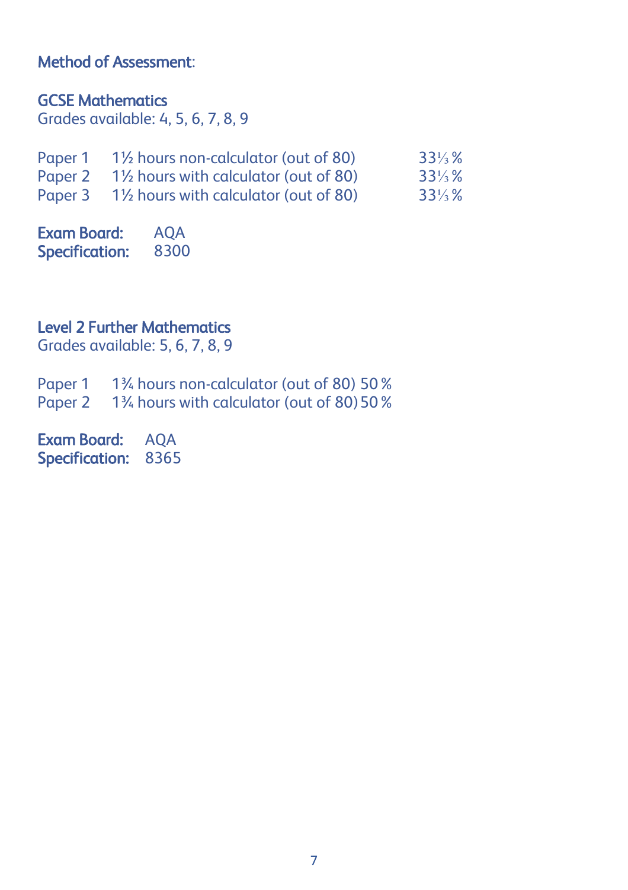**Method of Assessment**:

## GCSE Mathematics

Grades available: 4, 5, 6, 7, 8, 9

| | | |
|---|---|---|
| Paper 1 | 1½ hours non-calculator (out of 80) | 33⅓ % |
| Paper 2 | 1½ hours with calculator (out of 80) | 33⅓ % |
| Paper 3 | 1½ hours with calculator (out of 80) | 33⅓ % |

**Exam Board:** AQA
**Specification:** 8300

## Level 2 Further Mathematics

Grades available: 5, 6, 7, 8, 9

| | | |
|---|---|---|
| Paper 1 | 1¾ hours non-calculator (out of 80) | 50 % |
| Paper 2 | 1¾ hours with calculator (out of 80) | 50 % |

**Exam Board:** AQA
**Specification:** 8365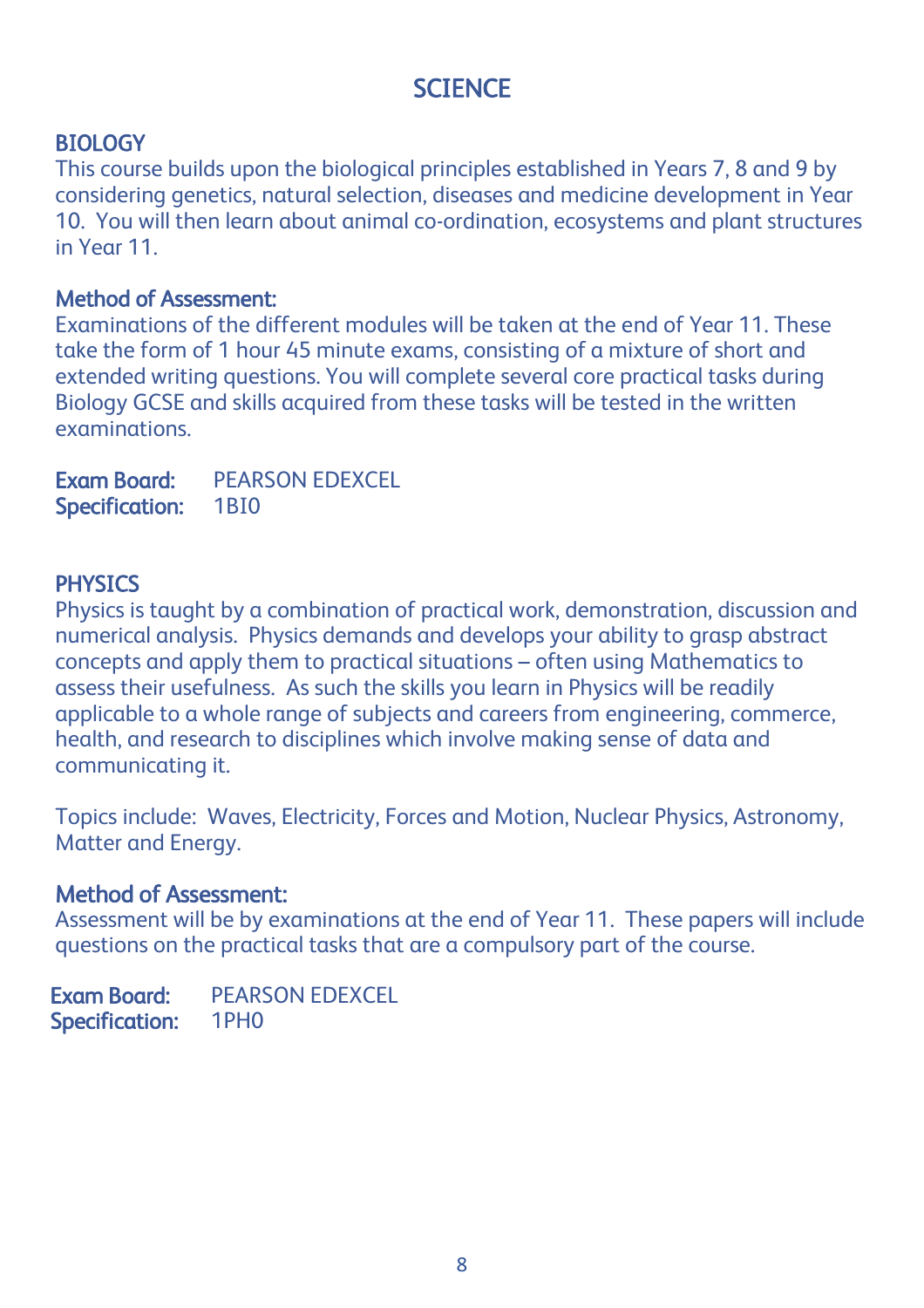# SCIENCE

## BIOLOGY

This course builds upon the biological principles established in Years 7, 8 and 9 by considering genetics, natural selection, diseases and medicine development in Year 10. You will then learn about animal co-ordination, ecosystems and plant structures in Year 11.

### Method of Assessment:

Examinations of the different modules will be taken at the end of Year 11. These take the form of 1 hour 45 minute exams, consisting of a mixture of short and extended writing questions. You will complete several core practical tasks during Biology GCSE and skills acquired from these tasks will be tested in the written examinations.

**Exam Board:** PEARSON EDEXCEL
**Specification:** 1BI0

## PHYSICS

Physics is taught by a combination of practical work, demonstration, discussion and numerical analysis. Physics demands and develops your ability to grasp abstract concepts and apply them to practical situations – often using Mathematics to assess their usefulness. As such the skills you learn in Physics will be readily applicable to a whole range of subjects and careers from engineering, commerce, health, and research to disciplines which involve making sense of data and communicating it.

Topics include: Waves, Electricity, Forces and Motion, Nuclear Physics, Astronomy, Matter and Energy.

### Method of Assessment:

Assessment will be by examinations at the end of Year 11. These papers will include questions on the practical tasks that are a compulsory part of the course.

**Exam Board:** PEARSON EDEXCEL
**Specification:** 1PH0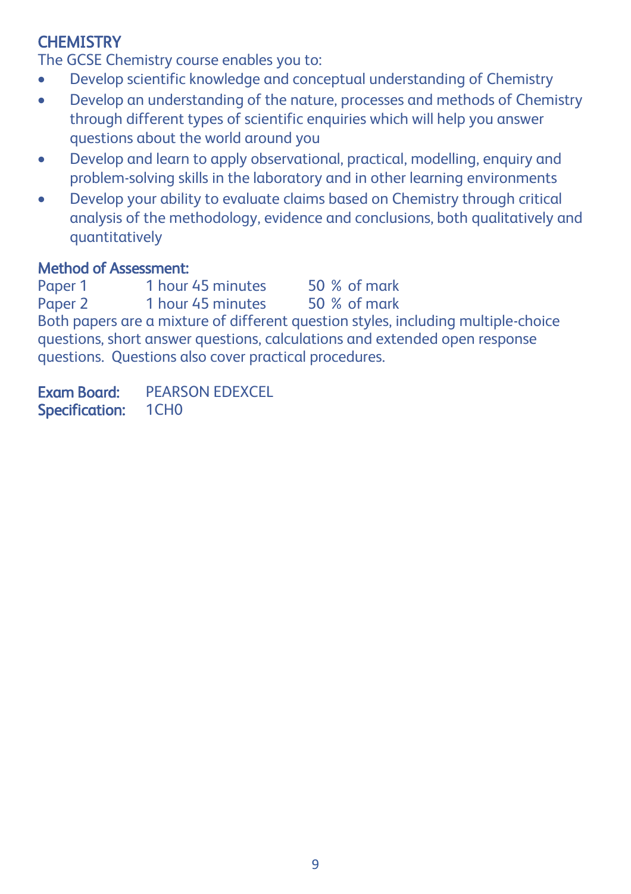## CHEMISTRY

The GCSE Chemistry course enables you to:

- Develop scientific knowledge and conceptual understanding of Chemistry
- Develop an understanding of the nature, processes and methods of Chemistry through different types of scientific enquiries which will help you answer questions about the world around you
- Develop and learn to apply observational, practical, modelling, enquiry and problem-solving skills in the laboratory and in other learning environments
- Develop your ability to evaluate claims based on Chemistry through critical analysis of the methodology, evidence and conclusions, both qualitatively and quantitatively

### Method of Assessment:

| | | |
|---|---|---|
| Paper 1 | 1 hour 45 minutes | 50 % of mark |
| Paper 2 | 1 hour 45 minutes | 50 % of mark |

Both papers are a mixture of different question styles, including multiple-choice questions, short answer questions, calculations and extended open response questions. Questions also cover practical procedures.

**Exam Board:** PEARSON EDEXCEL
**Specification:** 1CH0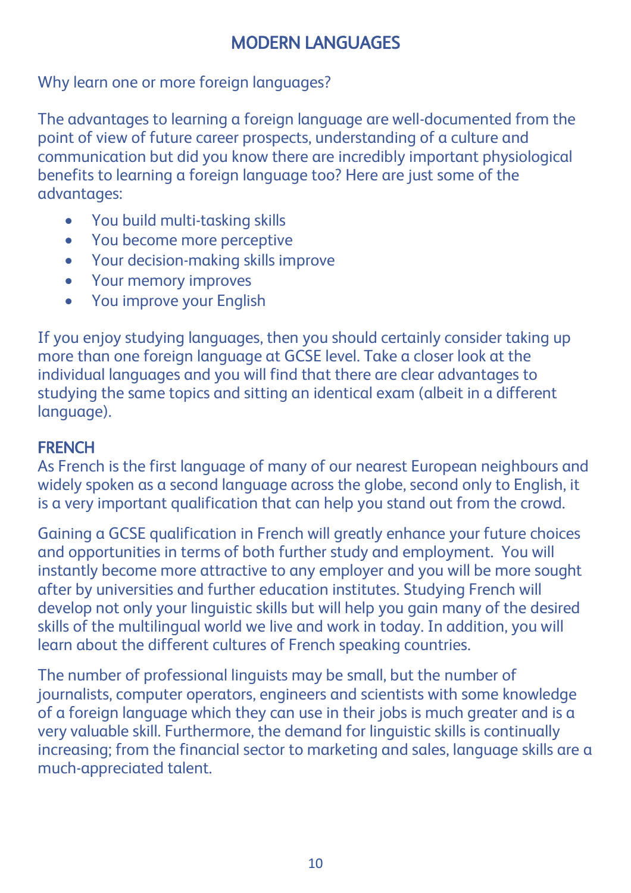# MODERN LANGUAGES

Why learn one or more foreign languages?

The advantages to learning a foreign language are well-documented from the point of view of future career prospects, understanding of a culture and communication but did you know there are incredibly important physiological benefits to learning a foreign language too? Here are just some of the advantages:

- You build multi-tasking skills
- You become more perceptive
- Your decision-making skills improve
- Your memory improves
- You improve your English

If you enjoy studying languages, then you should certainly consider taking up more than one foreign language at GCSE level. Take a closer look at the individual languages and you will find that there are clear advantages to studying the same topics and sitting an identical exam (albeit in a different language).

## FRENCH

As French is the first language of many of our nearest European neighbours and widely spoken as a second language across the globe, second only to English, it is a very important qualification that can help you stand out from the crowd.

Gaining a GCSE qualification in French will greatly enhance your future choices and opportunities in terms of both further study and employment. You will instantly become more attractive to any employer and you will be more sought after by universities and further education institutes. Studying French will develop not only your linguistic skills but will help you gain many of the desired skills of the multilingual world we live and work in today. In addition, you will learn about the different cultures of French speaking countries.

The number of professional linguists may be small, but the number of journalists, computer operators, engineers and scientists with some knowledge of a foreign language which they can use in their jobs is much greater and is a very valuable skill. Furthermore, the demand for linguistic skills is continually increasing; from the financial sector to marketing and sales, language skills are a much-appreciated talent.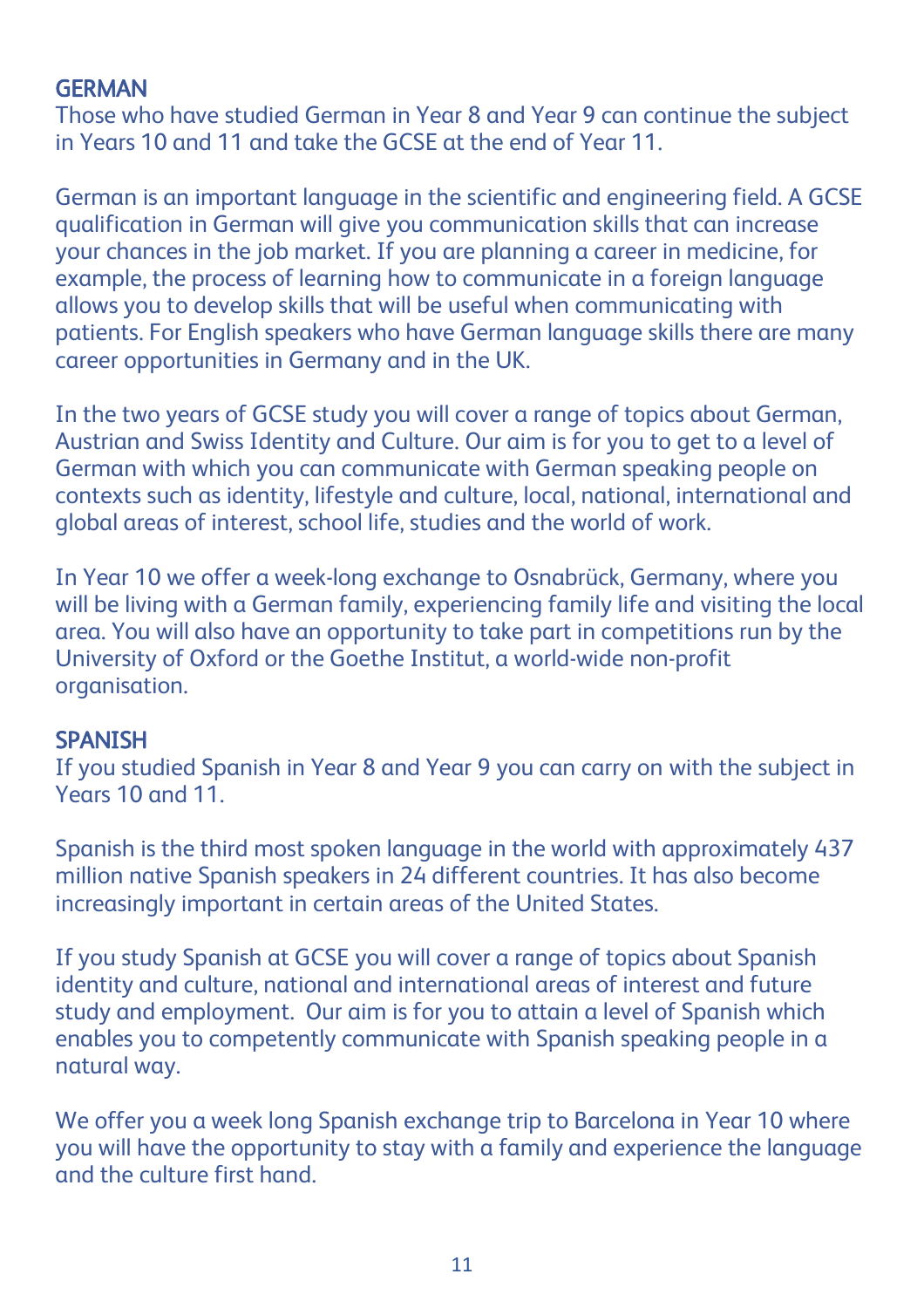## GERMAN

Those who have studied German in Year 8 and Year 9 can continue the subject in Years 10 and 11 and take the GCSE at the end of Year 11.

German is an important language in the scientific and engineering field. A GCSE qualification in German will give you communication skills that can increase your chances in the job market. If you are planning a career in medicine, for example, the process of learning how to communicate in a foreign language allows you to develop skills that will be useful when communicating with patients. For English speakers who have German language skills there are many career opportunities in Germany and in the UK.

In the two years of GCSE study you will cover a range of topics about German, Austrian and Swiss Identity and Culture. Our aim is for you to get to a level of German with which you can communicate with German speaking people on contexts such as identity, lifestyle and culture, local, national, international and global areas of interest, school life, studies and the world of work.

In Year 10 we offer a week-long exchange to Osnabrück, Germany, where you will be living with a German family, experiencing family life and visiting the local area. You will also have an opportunity to take part in competitions run by the University of Oxford or the Goethe Institut, a world-wide non-profit organisation.

## SPANISH

If you studied Spanish in Year 8 and Year 9 you can carry on with the subject in Years 10 and 11.

Spanish is the third most spoken language in the world with approximately 437 million native Spanish speakers in 24 different countries. It has also become increasingly important in certain areas of the United States.

If you study Spanish at GCSE you will cover a range of topics about Spanish identity and culture, national and international areas of interest and future study and employment. Our aim is for you to attain a level of Spanish which enables you to competently communicate with Spanish speaking people in a natural way.

We offer you a week long Spanish exchange trip to Barcelona in Year 10 where you will have the opportunity to stay with a family and experience the language and the culture first hand.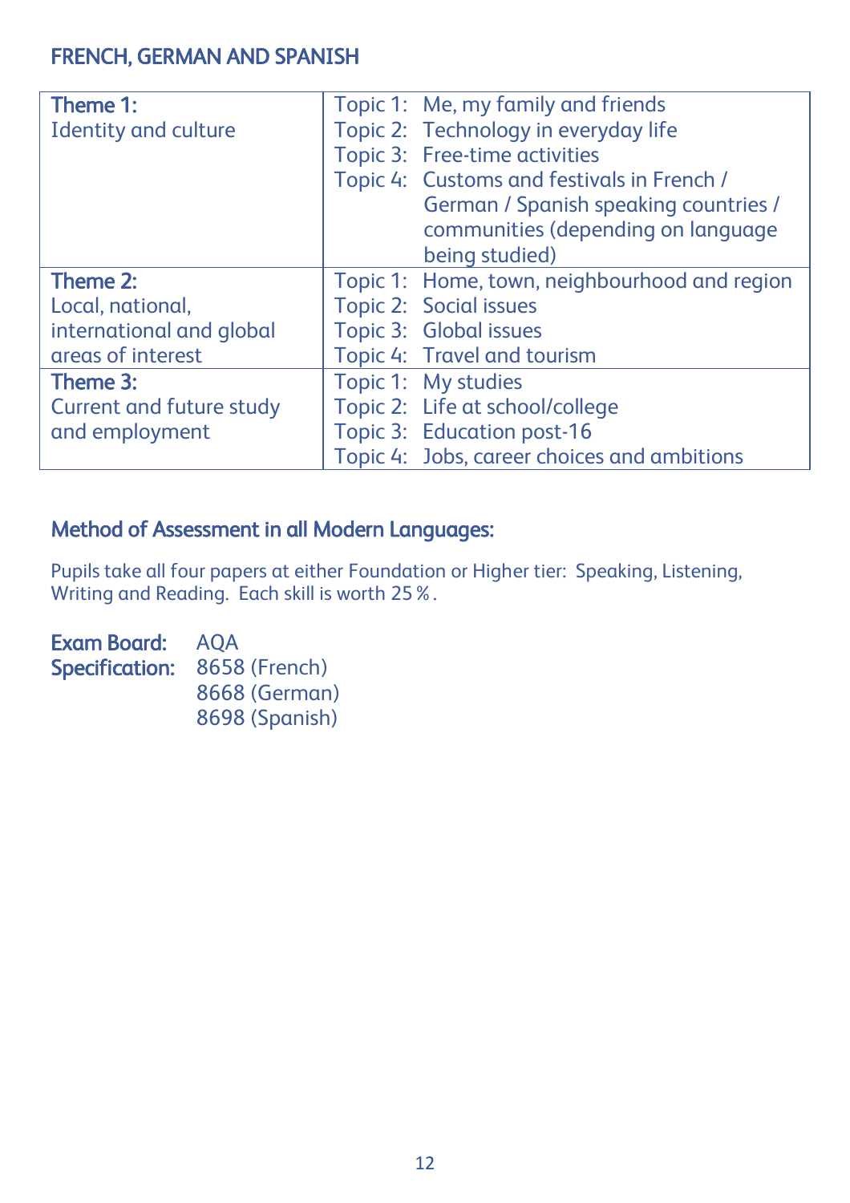## FRENCH, GERMAN AND SPANISH

| | |
|---|---|
| **Theme 1:**<br>Identity and culture | Topic 1: Me, my family and friends<br>Topic 2: Technology in everyday life<br>Topic 3: Free-time activities<br>Topic 4: Customs and festivals in French / German / Spanish speaking countries / communities (depending on language being studied) |
| **Theme 2:**<br>Local, national, international and global areas of interest | Topic 1: Home, town, neighbourhood and region<br>Topic 2: Social issues<br>Topic 3: Global issues<br>Topic 4: Travel and tourism |
| **Theme 3:**<br>Current and future study and employment | Topic 1: My studies<br>Topic 2: Life at school/college<br>Topic 3: Education post-16<br>Topic 4: Jobs, career choices and ambitions |

## Method of Assessment in all Modern Languages:

Pupils take all four papers at either Foundation or Higher tier: Speaking, Listening, Writing and Reading. Each skill is worth 25 %.

**Exam Board:** AQA
**Specification:** 8658 (French)
8668 (German)
8698 (Spanish)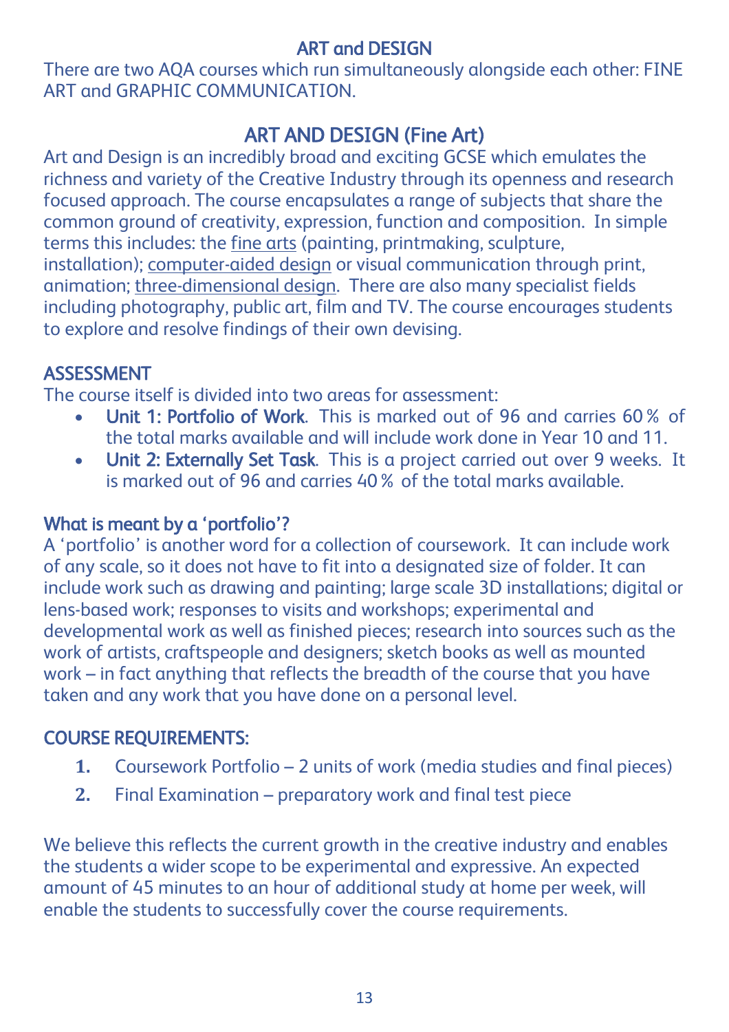## ART and DESIGN

There are two AQA courses which run simultaneously alongside each other: FINE ART and GRAPHIC COMMUNICATION.

## ART AND DESIGN (Fine Art)

Art and Design is an incredibly broad and exciting GCSE which emulates the richness and variety of the Creative Industry through its openness and research focused approach. The course encapsulates a range of subjects that share the common ground of creativity, expression, function and composition. In simple terms this includes: the fine arts (painting, printmaking, sculpture, installation); computer-aided design or visual communication through print, animation; three-dimensional design. There are also many specialist fields including photography, public art, film and TV. The course encourages students to explore and resolve findings of their own devising.

### ASSESSMENT

The course itself is divided into two areas for assessment:

- **Unit 1: Portfolio of Work**. This is marked out of 96 and carries 60% of the total marks available and will include work done in Year 10 and 11.
- **Unit 2: Externally Set Task**. This is a project carried out over 9 weeks. It is marked out of 96 and carries 40% of the total marks available.

### What is meant by a 'portfolio'?

A 'portfolio' is another word for a collection of coursework. It can include work of any scale, so it does not have to fit into a designated size of folder. It can include work such as drawing and painting; large scale 3D installations; digital or lens-based work; responses to visits and workshops; experimental and developmental work as well as finished pieces; research into sources such as the work of artists, craftspeople and designers; sketch books as well as mounted work – in fact anything that reflects the breadth of the course that you have taken and any work that you have done on a personal level.

### COURSE REQUIREMENTS:

1. Coursework Portfolio – 2 units of work (media studies and final pieces)
2. Final Examination – preparatory work and final test piece

We believe this reflects the current growth in the creative industry and enables the students a wider scope to be experimental and expressive. An expected amount of 45 minutes to an hour of additional study at home per week, will enable the students to successfully cover the course requirements.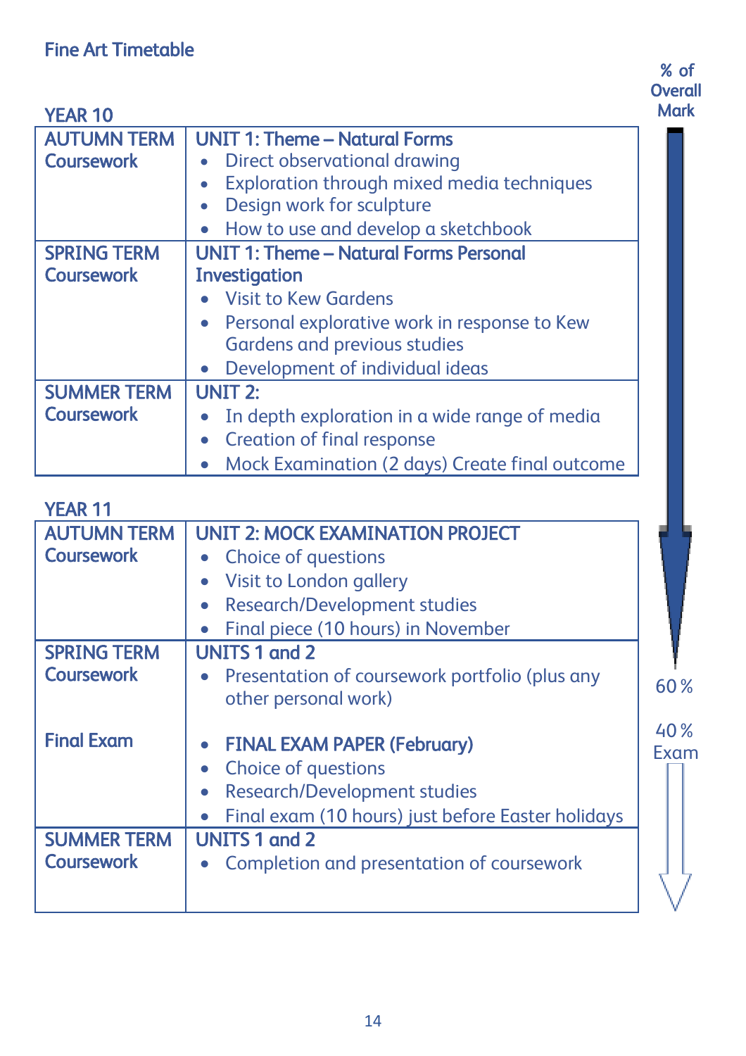# Fine Art Timetable

## YEAR 10

| | |
|---|---|
| **AUTUMN TERM Coursework** | **UNIT 1: Theme – Natural Forms**<br>• Direct observational drawing<br>• Exploration through mixed media techniques<br>• Design work for sculpture<br>• How to use and develop a sketchbook |
| **SPRING TERM Coursework** | **UNIT 1: Theme – Natural Forms Personal Investigation**<br>• Visit to Kew Gardens<br>• Personal explorative work in response to Kew Gardens and previous studies<br>• Development of individual ideas |
| **SUMMER TERM Coursework** | **UNIT 2:**<br>• In depth exploration in a wide range of media<br>• Creation of final response<br>• Mock Examination (2 days) Create final outcome |

## YEAR 11

| | |
|---|---|
| **AUTUMN TERM Coursework** | **UNIT 2: MOCK EXAMINATION PROJECT**<br>• Choice of questions<br>• Visit to London gallery<br>• Research/Development studies<br>• Final piece (10 hours) in November |
| **SPRING TERM Coursework**<br><br>**Final Exam** | **UNITS 1 and 2**<br>• Presentation of coursework portfolio (plus any other personal work)<br><br>• **FINAL EXAM PAPER (February)**<br>• Choice of questions<br>• Research/Development studies<br>• Final exam (10 hours) just before Easter holidays |
| **SUMMER TERM Coursework** | **UNITS 1 and 2**<br>• Completion and presentation of coursework |

**% of Overall Mark**

Coursework: 60 %

40 % Exam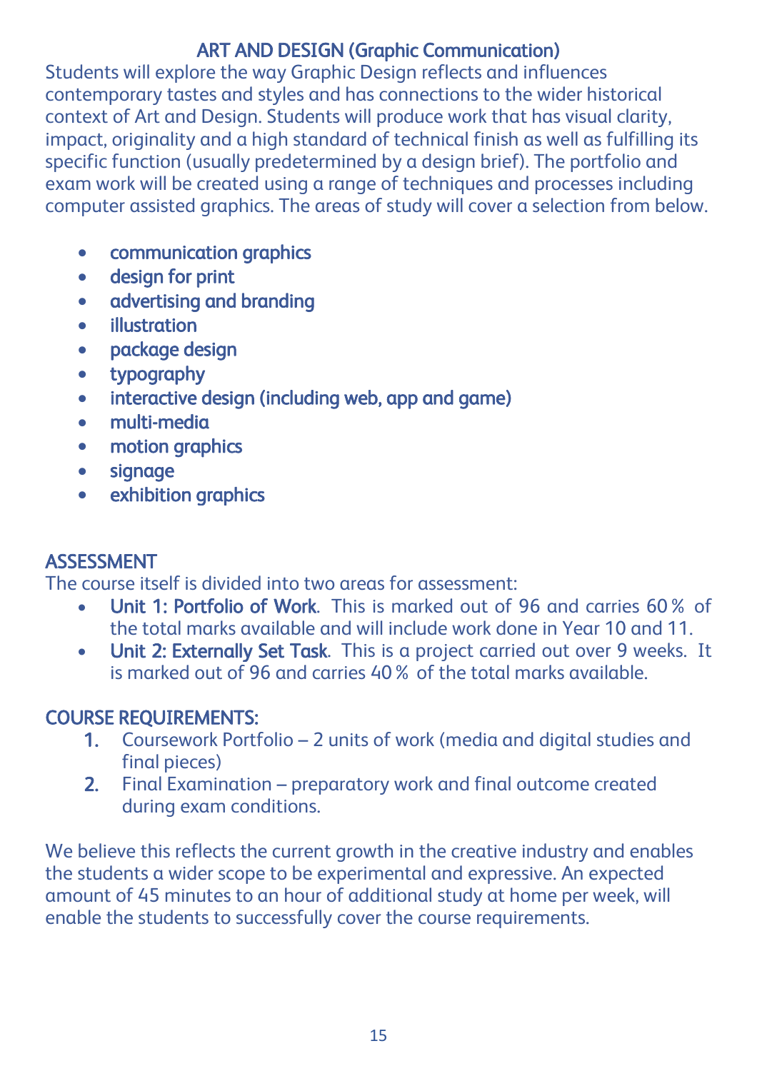## ART AND DESIGN (Graphic Communication)

Students will explore the way Graphic Design reflects and influences contemporary tastes and styles and has connections to the wider historical context of Art and Design. Students will produce work that has visual clarity, impact, originality and a high standard of technical finish as well as fulfilling its specific function (usually predetermined by a design brief). The portfolio and exam work will be created using a range of techniques and processes including computer assisted graphics. The areas of study will cover a selection from below.

- communication graphics
- design for print
- advertising and branding
- illustration
- package design
- typography
- interactive design (including web, app and game)
- multi-media
- motion graphics
- signage
- exhibition graphics

### ASSESSMENT

The course itself is divided into two areas for assessment:

- **Unit 1: Portfolio of Work**. This is marked out of 96 and carries 60 % of the total marks available and will include work done in Year 10 and 11.
- **Unit 2: Externally Set Task**. This is a project carried out over 9 weeks. It is marked out of 96 and carries 40 % of the total marks available.

### COURSE REQUIREMENTS:

1. Coursework Portfolio – 2 units of work (media and digital studies and final pieces)
2. Final Examination – preparatory work and final outcome created during exam conditions.

We believe this reflects the current growth in the creative industry and enables the students a wider scope to be experimental and expressive. An expected amount of 45 minutes to an hour of additional study at home per week, will enable the students to successfully cover the course requirements.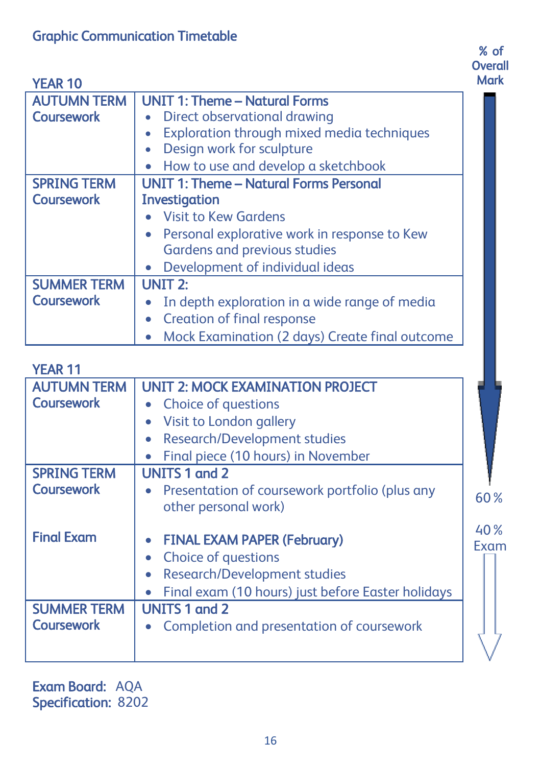# Graphic Communication Timetable

## YEAR 10

| | | % of Overall Mark |
|---|---|---|
| **AUTUMN TERM Coursework** | **UNIT 1: Theme – Natural Forms**<br>• Direct observational drawing<br>• Exploration through mixed media techniques<br>• Design work for sculpture<br>• How to use and develop a sketchbook | |
| **SPRING TERM Coursework** | **UNIT 1: Theme – Natural Forms Personal Investigation**<br>• Visit to Kew Gardens<br>• Personal explorative work in response to Kew Gardens and previous studies<br>• Development of individual ideas | |
| **SUMMER TERM Coursework** | **UNIT 2:**<br>• In depth exploration in a wide range of media<br>• Creation of final response<br>• Mock Examination (2 days) Create final outcome | |

## YEAR 11

| | | % of Overall Mark |
|---|---|---|
| **AUTUMN TERM Coursework** | **UNIT 2: MOCK EXAMINATION PROJECT**<br>• Choice of questions<br>• Visit to London gallery<br>• Research/Development studies<br>• Final piece (10 hours) in November | |
| **SPRING TERM Coursework** | **UNITS 1 and 2**<br>• Presentation of coursework portfolio (plus any other personal work) | 60 % |
| **Final Exam** | • **FINAL EXAM PAPER (February)**<br>• Choice of questions<br>• Research/Development studies<br>• Final exam (10 hours) just before Easter holidays | 40 % Exam |
| **SUMMER TERM Coursework** | **UNITS 1 and 2**<br>• Completion and presentation of coursework | |

**Exam Board:** AQA
**Specification:** 8202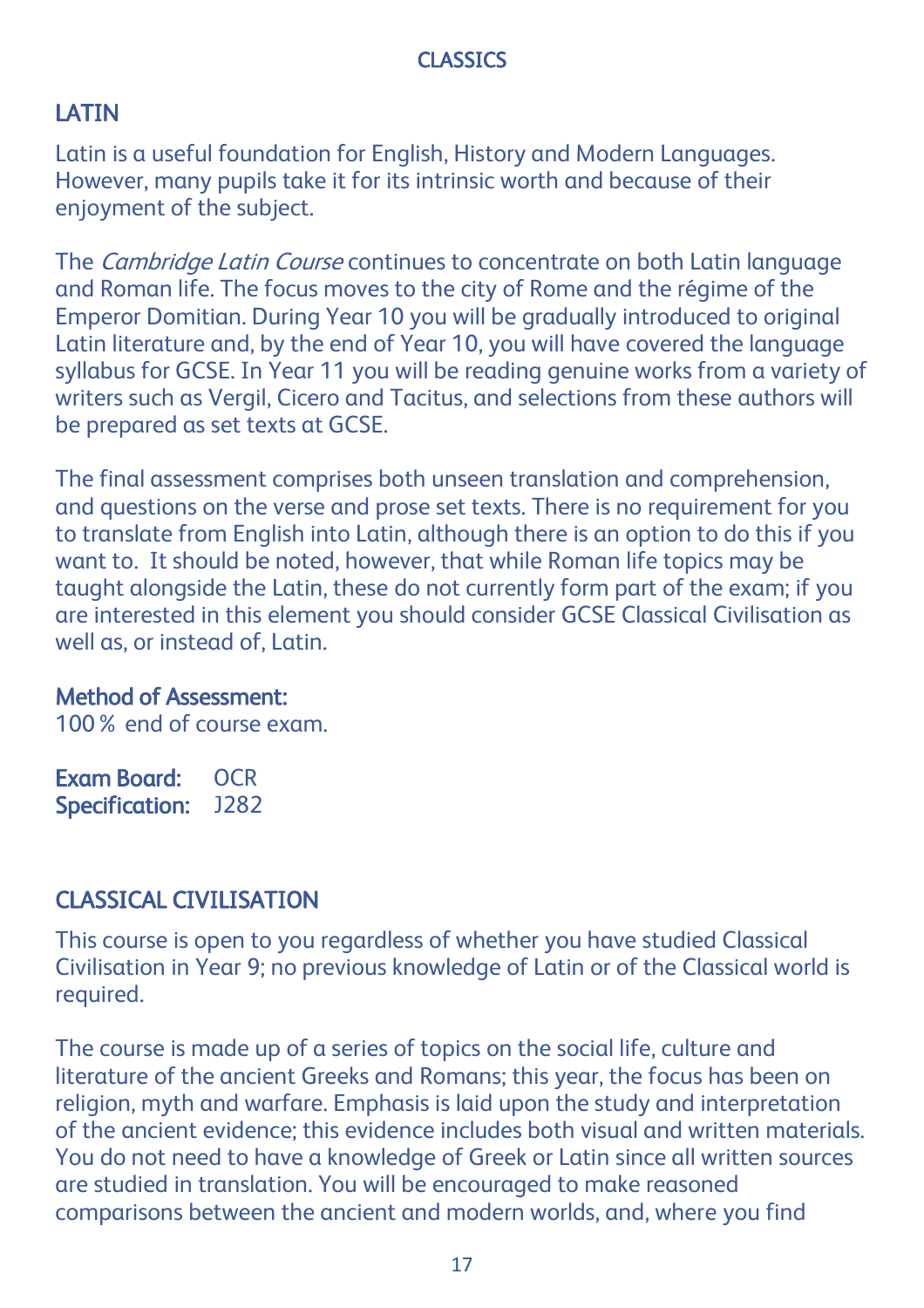# CLASSICS

## LATIN

Latin is a useful foundation for English, History and Modern Languages. However, many pupils take it for its intrinsic worth and because of their enjoyment of the subject.

The *Cambridge Latin Course* continues to concentrate on both Latin language and Roman life. The focus moves to the city of Rome and the régime of the Emperor Domitian. During Year 10 you will be gradually introduced to original Latin literature and, by the end of Year 10, you will have covered the language syllabus for GCSE. In Year 11 you will be reading genuine works from a variety of writers such as Vergil, Cicero and Tacitus, and selections from these authors will be prepared as set texts at GCSE.

The final assessment comprises both unseen translation and comprehension, and questions on the verse and prose set texts. There is no requirement for you to translate from English into Latin, although there is an option to do this if you want to. It should be noted, however, that while Roman life topics may be taught alongside the Latin, these do not currently form part of the exam; if you are interested in this element you should consider GCSE Classical Civilisation as well as, or instead of, Latin.

**Method of Assessment:**
100 % end of course exam.

**Exam Board:** OCR
**Specification:** J282

## CLASSICAL CIVILISATION

This course is open to you regardless of whether you have studied Classical Civilisation in Year 9; no previous knowledge of Latin or of the Classical world is required.

The course is made up of a series of topics on the social life, culture and literature of the ancient Greeks and Romans; this year, the focus has been on religion, myth and warfare. Emphasis is laid upon the study and interpretation of the ancient evidence; this evidence includes both visual and written materials. You do not need to have a knowledge of Greek or Latin since all written sources are studied in translation. You will be encouraged to make reasoned comparisons between the ancient and modern worlds, and, where you find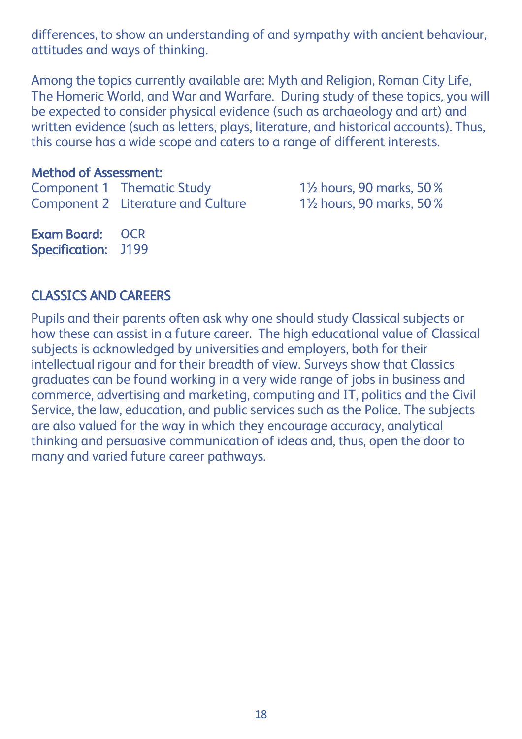differences, to show an understanding of and sympathy with ancient behaviour, attitudes and ways of thinking.

Among the topics currently available are: Myth and Religion, Roman City Life, The Homeric World, and War and Warfare. During study of these topics, you will be expected to consider physical evidence (such as archaeology and art) and written evidence (such as letters, plays, literature, and historical accounts). Thus, this course has a wide scope and caters to a range of different interests.

**Method of Assessment:**

| | | |
|---|---|---|
| Component 1 | Thematic Study | 1½ hours, 90 marks, 50 % |
| Component 2 | Literature and Culture | 1½ hours, 90 marks, 50 % |

**Exam Board:** OCR
**Specification:** J199

## CLASSICS AND CAREERS

Pupils and their parents often ask why one should study Classical subjects or how these can assist in a future career. The high educational value of Classical subjects is acknowledged by universities and employers, both for their intellectual rigour and for their breadth of view. Surveys show that Classics graduates can be found working in a very wide range of jobs in business and commerce, advertising and marketing, computing and IT, politics and the Civil Service, the law, education, and public services such as the Police. The subjects are also valued for the way in which they encourage accuracy, analytical thinking and persuasive communication of ideas and, thus, open the door to many and varied future career pathways.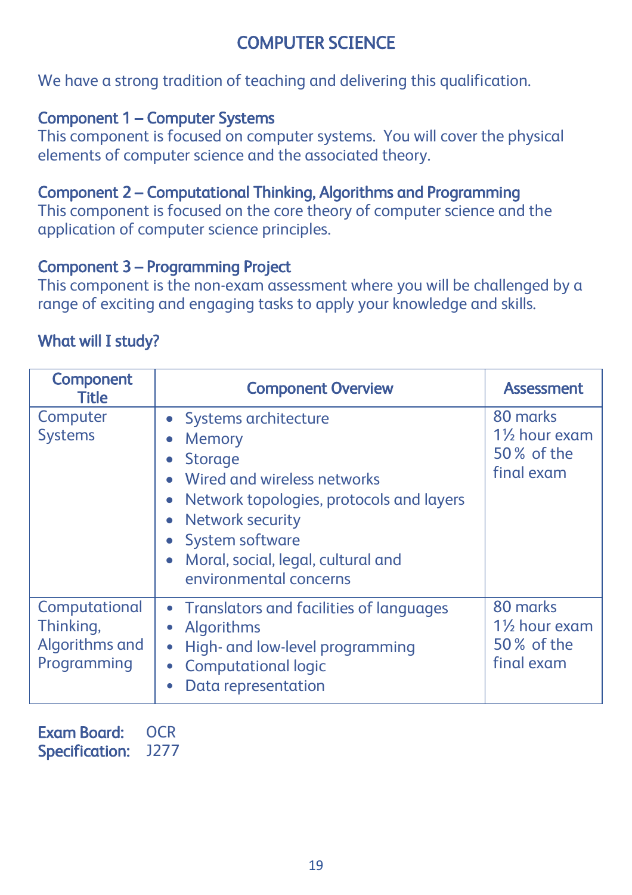# COMPUTER SCIENCE

We have a strong tradition of teaching and delivering this qualification.

### Component 1 – Computer Systems

This component is focused on computer systems. You will cover the physical elements of computer science and the associated theory.

### Component 2 – Computational Thinking, Algorithms and Programming

This component is focused on the core theory of computer science and the application of computer science principles.

### Component 3 – Programming Project

This component is the non-exam assessment where you will be challenged by a range of exciting and engaging tasks to apply your knowledge and skills.

## What will I study?

| Component Title | Component Overview | Assessment |
| --- | --- | --- |
| Computer Systems | • Systems architecture<br>• Memory<br>• Storage<br>• Wired and wireless networks<br>• Network topologies, protocols and layers<br>• Network security<br>• System software<br>• Moral, social, legal, cultural and environmental concerns | 80 marks<br>1½ hour exam<br>50% of the final exam |
| Computational Thinking, Algorithms and Programming | • Translators and facilities of languages<br>• Algorithms<br>• High- and low-level programming<br>• Computational logic<br>• Data representation | 80 marks<br>1½ hour exam<br>50% of the final exam |

**Exam Board:** OCR
**Specification:** J277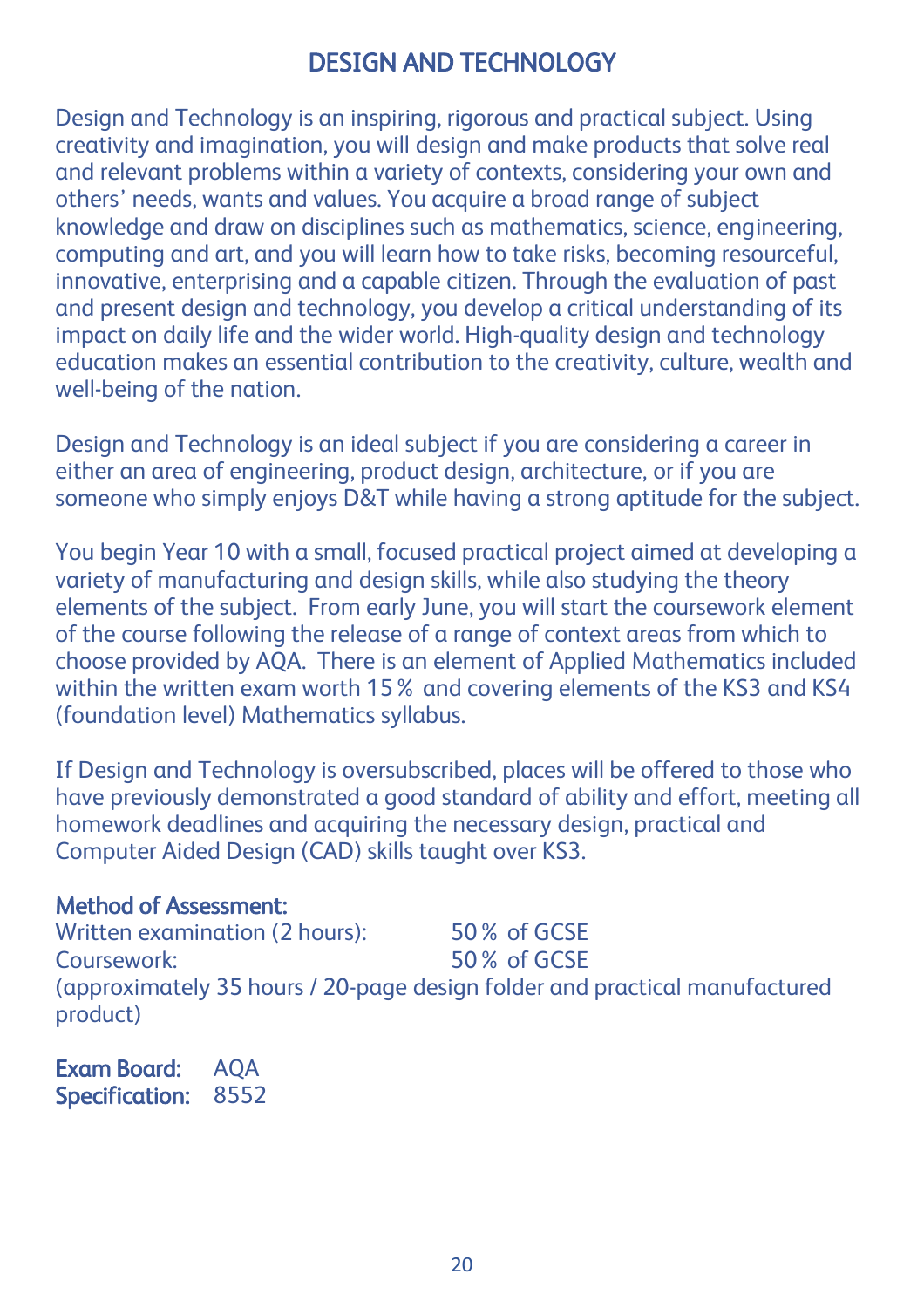# DESIGN AND TECHNOLOGY

Design and Technology is an inspiring, rigorous and practical subject. Using creativity and imagination, you will design and make products that solve real and relevant problems within a variety of contexts, considering your own and others' needs, wants and values. You acquire a broad range of subject knowledge and draw on disciplines such as mathematics, science, engineering, computing and art, and you will learn how to take risks, becoming resourceful, innovative, enterprising and a capable citizen. Through the evaluation of past and present design and technology, you develop a critical understanding of its impact on daily life and the wider world. High-quality design and technology education makes an essential contribution to the creativity, culture, wealth and well-being of the nation.

Design and Technology is an ideal subject if you are considering a career in either an area of engineering, product design, architecture, or if you are someone who simply enjoys D&T while having a strong aptitude for the subject.

You begin Year 10 with a small, focused practical project aimed at developing a variety of manufacturing and design skills, while also studying the theory elements of the subject. From early June, you will start the coursework element of the course following the release of a range of context areas from which to choose provided by AQA. There is an element of Applied Mathematics included within the written exam worth 15% and covering elements of the KS3 and KS4 (foundation level) Mathematics syllabus.

If Design and Technology is oversubscribed, places will be offered to those who have previously demonstrated a good standard of ability and effort, meeting all homework deadlines and acquiring the necessary design, practical and Computer Aided Design (CAD) skills taught over KS3.

**Method of Assessment:**

Written examination (2 hours): 50% of GCSE
Coursework: 50% of GCSE
(approximately 35 hours / 20-page design folder and practical manufactured product)

**Exam Board:** AQA
**Specification:** 8552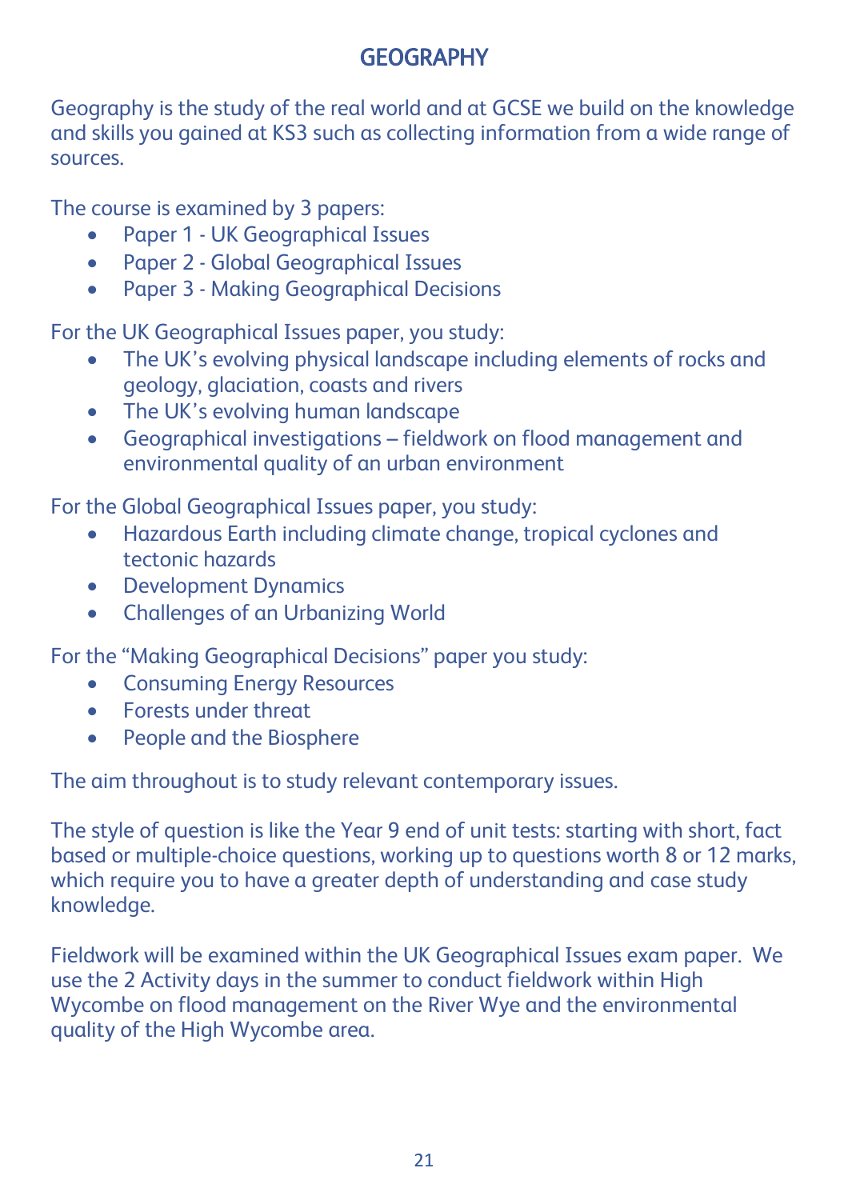# GEOGRAPHY

Geography is the study of the real world and at GCSE we build on the knowledge and skills you gained at KS3 such as collecting information from a wide range of sources.

The course is examined by 3 papers:

- Paper 1 - UK Geographical Issues
- Paper 2 - Global Geographical Issues
- Paper 3 - Making Geographical Decisions

For the UK Geographical Issues paper, you study:

- The UK's evolving physical landscape including elements of rocks and geology, glaciation, coasts and rivers
- The UK's evolving human landscape
- Geographical investigations – fieldwork on flood management and environmental quality of an urban environment

For the Global Geographical Issues paper, you study:

- Hazardous Earth including climate change, tropical cyclones and tectonic hazards
- Development Dynamics
- Challenges of an Urbanizing World

For the "Making Geographical Decisions" paper you study:

- Consuming Energy Resources
- Forests under threat
- People and the Biosphere

The aim throughout is to study relevant contemporary issues.

The style of question is like the Year 9 end of unit tests: starting with short, fact based or multiple-choice questions, working up to questions worth 8 or 12 marks, which require you to have a greater depth of understanding and case study knowledge.

Fieldwork will be examined within the UK Geographical Issues exam paper. We use the 2 Activity days in the summer to conduct fieldwork within High Wycombe on flood management on the River Wye and the environmental quality of the High Wycombe area.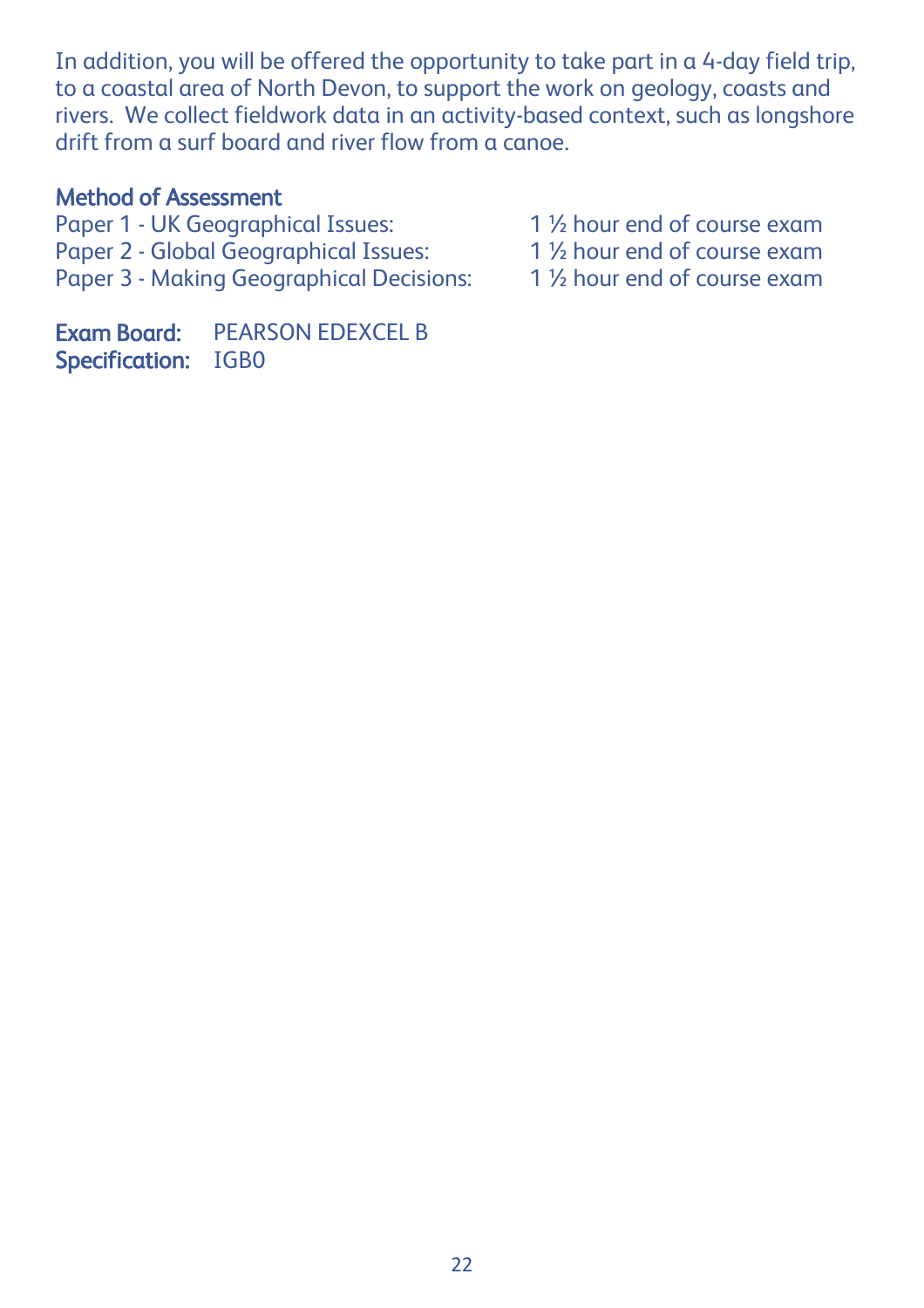In addition, you will be offered the opportunity to take part in a 4-day field trip, to a coastal area of North Devon, to support the work on geology, coasts and rivers. We collect fieldwork data in an activity-based context, such as longshore drift from a surf board and river flow from a canoe.

## Method of Assessment

| | |
|---|---|
| Paper 1 - UK Geographical Issues: | 1 ½ hour end of course exam |
| Paper 2 - Global Geographical Issues: | 1 ½ hour end of course exam |
| Paper 3 - Making Geographical Decisions: | 1 ½ hour end of course exam |

**Exam Board:** PEARSON EDEXCEL B
**Specification:** IGB0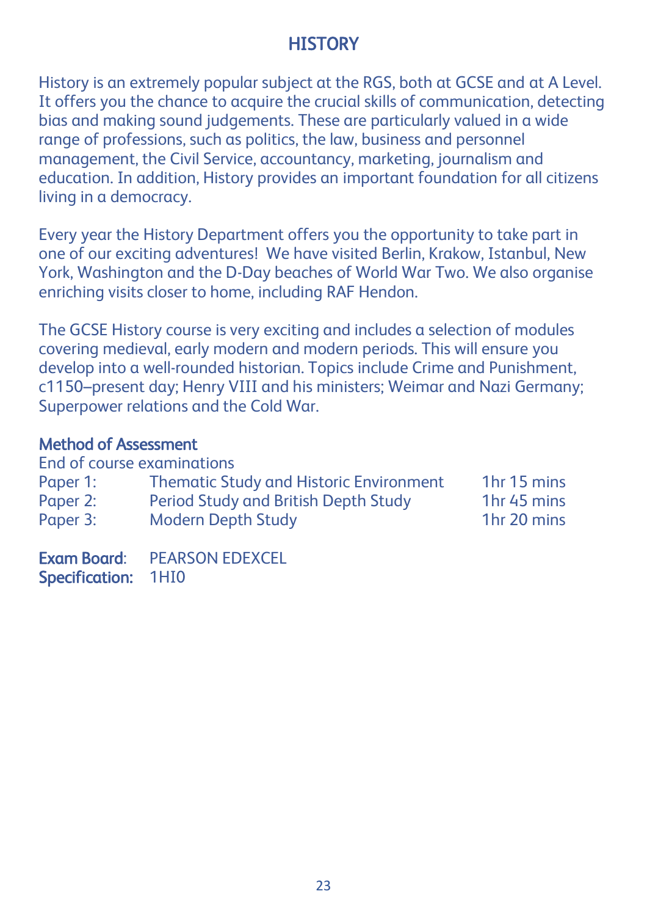# HISTORY

History is an extremely popular subject at the RGS, both at GCSE and at A Level. It offers you the chance to acquire the crucial skills of communication, detecting bias and making sound judgements. These are particularly valued in a wide range of professions, such as politics, the law, business and personnel management, the Civil Service, accountancy, marketing, journalism and education. In addition, History provides an important foundation for all citizens living in a democracy.

Every year the History Department offers you the opportunity to take part in one of our exciting adventures! We have visited Berlin, Krakow, Istanbul, New York, Washington and the D-Day beaches of World War Two. We also organise enriching visits closer to home, including RAF Hendon.

The GCSE History course is very exciting and includes a selection of modules covering medieval, early modern and modern periods. This will ensure you develop into a well-rounded historian. Topics include Crime and Punishment, c1150–present day; Henry VIII and his ministers; Weimar and Nazi Germany; Superpower relations and the Cold War.

## Method of Assessment

End of course examinations

| | | |
|---|---|---|
| Paper 1: | Thematic Study and Historic Environment | 1hr 15 mins |
| Paper 2: | Period Study and British Depth Study | 1hr 45 mins |
| Paper 3: | Modern Depth Study | 1hr 20 mins |

**Exam Board**: PEARSON EDEXCEL
**Specification:** 1HI0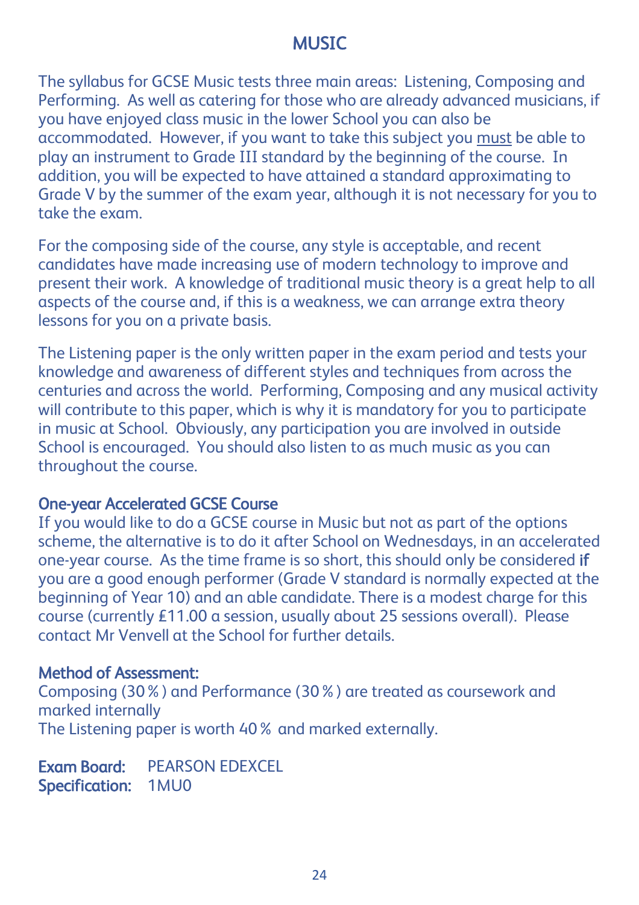# MUSIC

The syllabus for GCSE Music tests three main areas: Listening, Composing and Performing. As well as catering for those who are already advanced musicians, if you have enjoyed class music in the lower School you can also be accommodated. However, if you want to take this subject you <u>must</u> be able to play an instrument to Grade III standard by the beginning of the course. In addition, you will be expected to have attained a standard approximating to Grade V by the summer of the exam year, although it is not necessary for you to take the exam.

For the composing side of the course, any style is acceptable, and recent candidates have made increasing use of modern technology to improve and present their work. A knowledge of traditional music theory is a great help to all aspects of the course and, if this is a weakness, we can arrange extra theory lessons for you on a private basis.

The Listening paper is the only written paper in the exam period and tests your knowledge and awareness of different styles and techniques from across the centuries and across the world. Performing, Composing and any musical activity will contribute to this paper, which is why it is mandatory for you to participate in music at School. Obviously, any participation you are involved in outside School is encouraged. You should also listen to as much music as you can throughout the course.

## One-year Accelerated GCSE Course

If you would like to do a GCSE course in Music but not as part of the options scheme, the alternative is to do it after School on Wednesdays, in an accelerated one-year course. As the time frame is so short, this should only be considered **if** you are a good enough performer (Grade V standard is normally expected at the beginning of Year 10) and an able candidate. There is a modest charge for this course (currently £11.00 a session, usually about 25 sessions overall). Please contact Mr Venvell at the School for further details.

## Method of Assessment:

Composing (30%) and Performance (30%) are treated as coursework and marked internally
The Listening paper is worth 40% and marked externally.

**Exam Board:** PEARSON EDEXCEL
**Specification:** 1MU0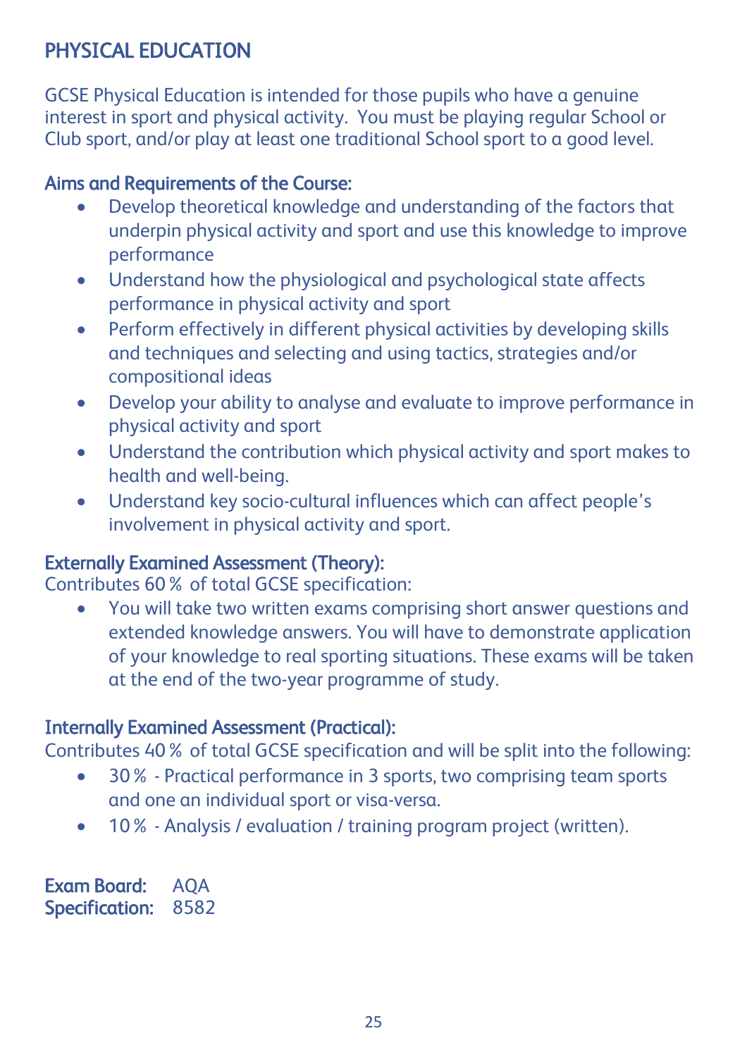## PHYSICAL EDUCATION

GCSE Physical Education is intended for those pupils who have a genuine interest in sport and physical activity. You must be playing regular School or Club sport, and/or play at least one traditional School sport to a good level.

### Aims and Requirements of the Course:

- Develop theoretical knowledge and understanding of the factors that underpin physical activity and sport and use this knowledge to improve performance
- Understand how the physiological and psychological state affects performance in physical activity and sport
- Perform effectively in different physical activities by developing skills and techniques and selecting and using tactics, strategies and/or compositional ideas
- Develop your ability to analyse and evaluate to improve performance in physical activity and sport
- Understand the contribution which physical activity and sport makes to health and well-being.
- Understand key socio-cultural influences which can affect people's involvement in physical activity and sport.

### Externally Examined Assessment (Theory):

Contributes 60% of total GCSE specification:

- You will take two written exams comprising short answer questions and extended knowledge answers. You will have to demonstrate application of your knowledge to real sporting situations. These exams will be taken at the end of the two-year programme of study.

### Internally Examined Assessment (Practical):

Contributes 40% of total GCSE specification and will be split into the following:

- 30% - Practical performance in 3 sports, two comprising team sports and one an individual sport or visa-versa.
- 10% - Analysis / evaluation / training program project (written).

**Exam Board:** AQA
**Specification:** 8582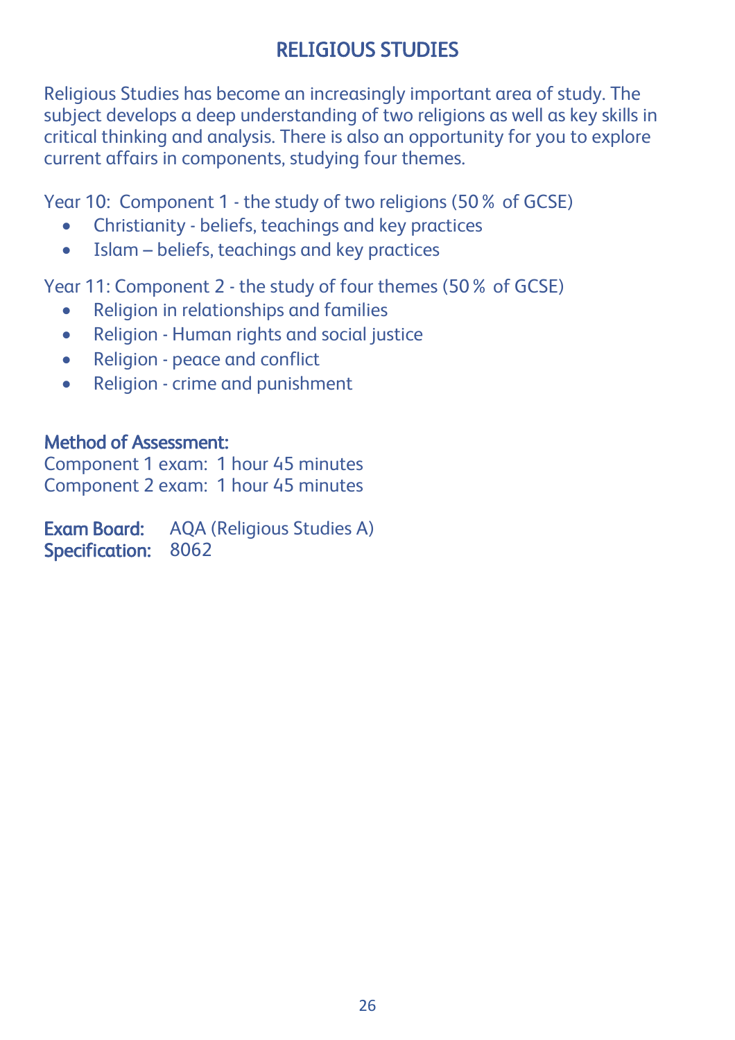# RELIGIOUS STUDIES

Religious Studies has become an increasingly important area of study. The subject develops a deep understanding of two religions as well as key skills in critical thinking and analysis. There is also an opportunity for you to explore current affairs in components, studying four themes.

Year 10: Component 1 - the study of two religions (50% of GCSE)

- Christianity - beliefs, teachings and key practices
- Islam – beliefs, teachings and key practices

Year 11: Component 2 - the study of four themes (50% of GCSE)

- Religion in relationships and families
- Religion - Human rights and social justice
- Religion - peace and conflict
- Religion - crime and punishment

**Method of Assessment:**
Component 1 exam: 1 hour 45 minutes
Component 2 exam: 1 hour 45 minutes

**Exam Board:** AQA (Religious Studies A)
**Specification:** 8062